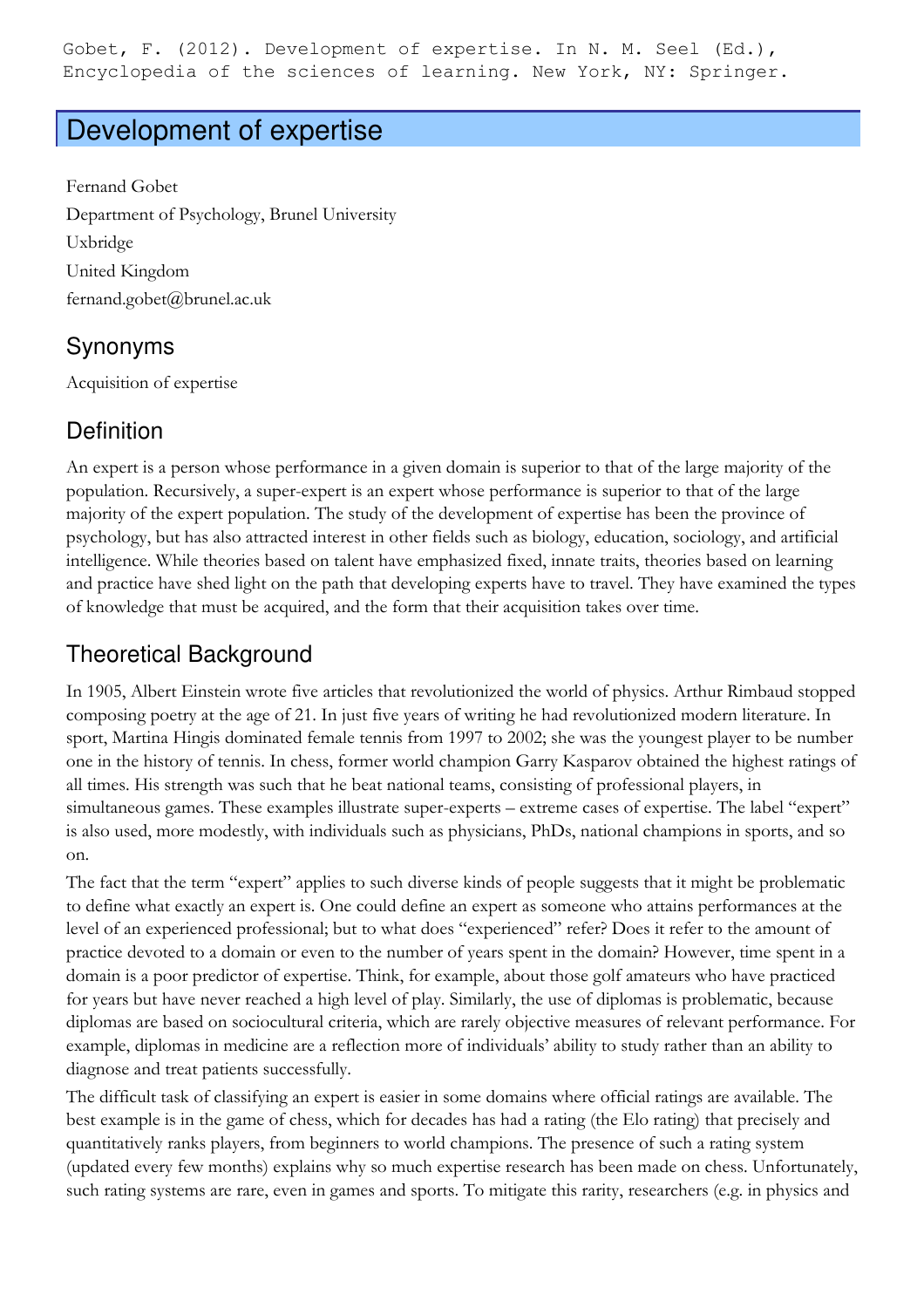Gobet, F. (2012). Development of expertise. In N. M. Seel (Ed.), Encyclopedia of the sciences of learning. New York, NY: Springer.

# Development of expertise

Fernand Gobet

Department of Psychology, Brunel University

Uxbridge

United Kingdom

fernand.gobet@brunel.ac.uk

## Synonyms

Acquisition of expertise

## Definition

An expert is a person whose performance in a given domain is superior to that of the large majority of the population. Recursively, a super-expert is an expert whose performance is superior to that of the large majority of the expert population. The study of the development of expertise has been the province of psychology, but has also attracted interest in other fields such as biology, education, sociology, and artificial intelligence. While theories based on talent have emphasized fixed, innate traits, theories based on learning and practice have shed light on the path that developing experts have to travel. They have examined the types of knowledge that must be acquired, and the form that their acquisition takes over time.

## Theoretical Background

In 1905, Albert Einstein wrote five articles that revolutionized the world of physics. Arthur Rimbaud stopped composing poetry at the age of 21. In just five years of writing he had revolutionized modern literature. In sport, Martina Hingis dominated female tennis from 1997 to 2002; she was the youngest player to be number one in the history of tennis. In chess, former world champion Garry Kasparov obtained the highest ratings of all times. His strength was such that he beat national teams, consisting of professional players, in simultaneous games. These examples illustrate super-experts – extreme cases of expertise. The label "expert" is also used, more modestly, with individuals such as physicians, PhDs, national champions in sports, and so on.

The fact that the term "expert" applies to such diverse kinds of people suggests that it might be problematic to define what exactly an expert is. One could define an expert as someone who attains performances at the level of an experienced professional; but to what does "experienced" refer? Does it refer to the amount of practice devoted to a domain or even to the number of years spent in the domain? However, time spent in a domain is a poor predictor of expertise. Think, for example, about those golf amateurs who have practiced for years but have never reached a high level of play. Similarly, the use of diplomas is problematic, because diplomas are based on sociocultural criteria, which are rarely objective measures of relevant performance. For example, diplomas in medicine are a reflection more of individuals' ability to study rather than an ability to diagnose and treat patients successfully.

The difficult task of classifying an expert is easier in some domains where official ratings are available. The best example is in the game of chess, which for decades has had a rating (the Elo rating) that precisely and quantitatively ranks players, from beginners to world champions. The presence of such a rating system (updated every few months) explains why so much expertise research has been made on chess. Unfortunately, such rating systems are rare, even in games and sports. To mitigate this rarity, researchers (e.g. in physics and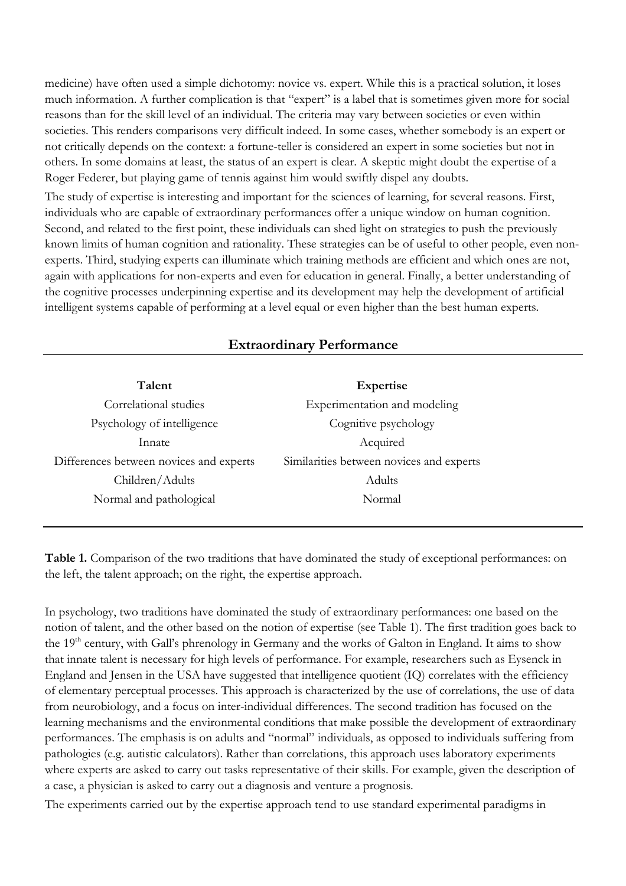medicine) have often used a simple dichotomy: novice vs. expert. While this is a practical solution, it loses much information. A further complication is that "expert" is a label that is sometimes given more for social reasons than for the skill level of an individual. The criteria may vary between societies or even within societies. This renders comparisons very difficult indeed. In some cases, whether somebody is an expert or not critically depends on the context: a fortune-teller is considered an expert in some societies but not in others. In some domains at least, the status of an expert is clear. A skeptic might doubt the expertise of a Roger Federer, but playing game of tennis against him would swiftly dispel any doubts.

The study of expertise is interesting and important for the sciences of learning, for several reasons. First, individuals who are capable of extraordinary performances offer a unique window on human cognition. Second, and related to the first point, these individuals can shed light on strategies to push the previously known limits of human cognition and rationality. These strategies can be of useful to other people, even non-experts. Third, studying experts can illuminate which training methods are efficient and which ones are not, again with applications for non-experts and even for education in general. Finally, a better understanding of the cognitive processes underpinning expertise and its development may help the development of artificial intelligent systems capable of performing at a level equal or even higher than the best human experts.

| Extraordinary Performance | |
|---|---|
| **Talent** | **Expertise** |
| Correlational studies | Experimentation and modeling |
| Psychology of intelligence | Cognitive psychology |
| Innate | Acquired |
| Differences between novices and experts | Similarities between novices and experts |
| Children/Adults | Adults |
| Normal and pathological | Normal |

**Table 1.** Comparison of the two traditions that have dominated the study of exceptional performances: on the left, the talent approach; on the right, the expertise approach.

In psychology, two traditions have dominated the study of extraordinary performances: one based on the notion of talent, and the other based on the notion of expertise (see Table 1). The first tradition goes back to the 19th century, with Gall's phrenology in Germany and the works of Galton in England. It aims to show that innate talent is necessary for high levels of performance. For example, researchers such as Eysenck in England and Jensen in the USA have suggested that intelligence quotient (IQ) correlates with the efficiency of elementary perceptual processes. This approach is characterized by the use of correlations, the use of data from neurobiology, and a focus on inter-individual differences. The second tradition has focused on the learning mechanisms and the environmental conditions that make possible the development of extraordinary performances. The emphasis is on adults and "normal" individuals, as opposed to individuals suffering from pathologies (e.g. autistic calculators). Rather than correlations, this approach uses laboratory experiments where experts are asked to carry out tasks representative of their skills. For example, given the description of a case, a physician is asked to carry out a diagnosis and venture a prognosis.

The experiments carried out by the expertise approach tend to use standard experimental paradigms in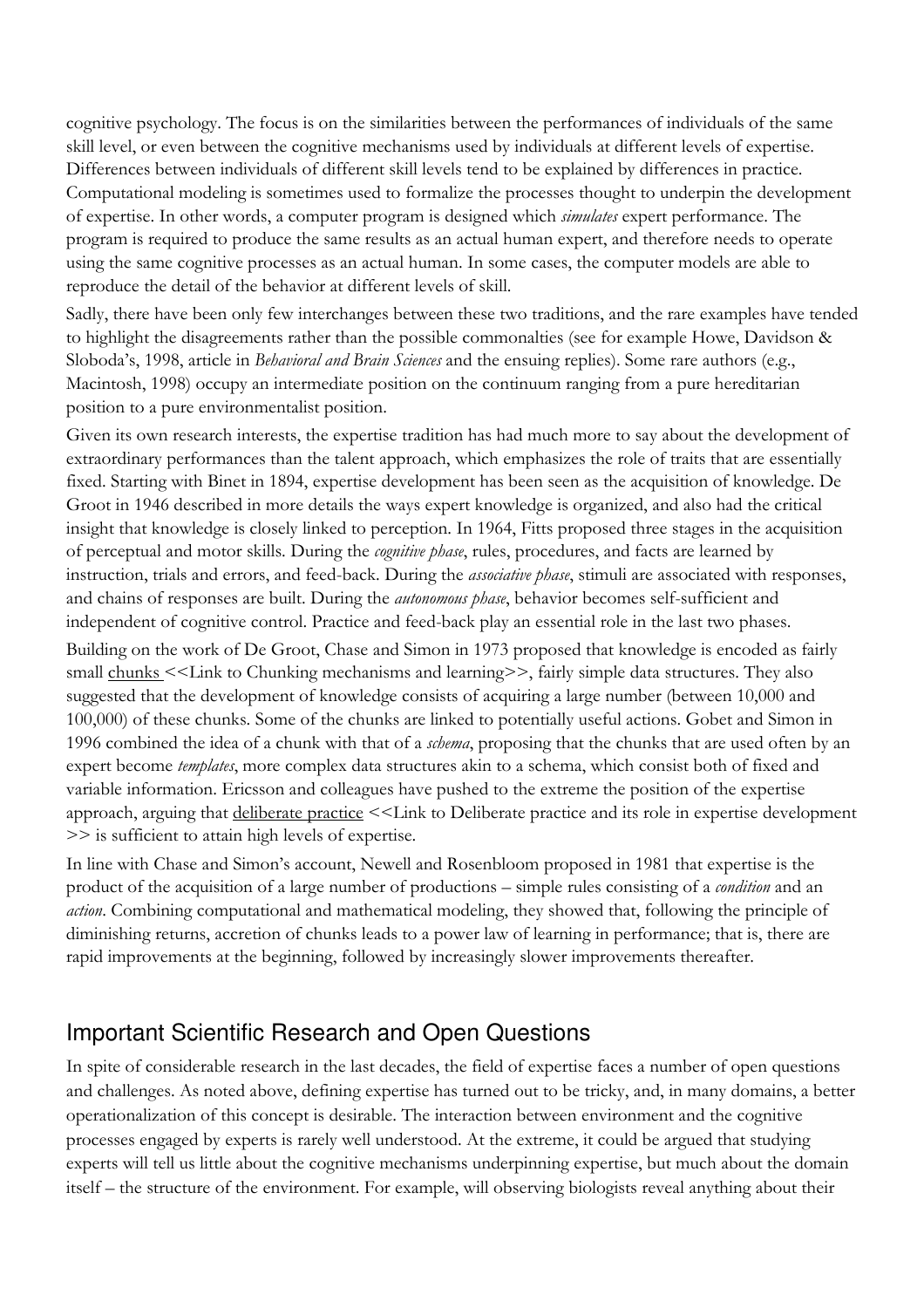cognitive psychology. The focus is on the similarities between the performances of individuals of the same skill level, or even between the cognitive mechanisms used by individuals at different levels of expertise. Differences between individuals of different skill levels tend to be explained by differences in practice. Computational modeling is sometimes used to formalize the processes thought to underpin the development of expertise. In other words, a computer program is designed which *simulates* expert performance. The program is required to produce the same results as an actual human expert, and therefore needs to operate using the same cognitive processes as an actual human. In some cases, the computer models are able to reproduce the detail of the behavior at different levels of skill.

Sadly, there have been only few interchanges between these two traditions, and the rare examples have tended to highlight the disagreements rather than the possible commonalties (see for example Howe, Davidson & Sloboda's, 1998, article in *Behavioral and Brain Sciences* and the ensuing replies). Some rare authors (e.g., Macintosh, 1998) occupy an intermediate position on the continuum ranging from a pure hereditarian position to a pure environmentalist position.

Given its own research interests, the expertise tradition has had much more to say about the development of extraordinary performances than the talent approach, which emphasizes the role of traits that are essentially fixed. Starting with Binet in 1894, expertise development has been seen as the acquisition of knowledge. De Groot in 1946 described in more details the ways expert knowledge is organized, and also had the critical insight that knowledge is closely linked to perception. In 1964, Fitts proposed three stages in the acquisition of perceptual and motor skills. During the *cognitive phase*, rules, procedures, and facts are learned by instruction, trials and errors, and feed-back. During the *associative phase*, stimuli are associated with responses, and chains of responses are built. During the *autonomous phase*, behavior becomes self-sufficient and independent of cognitive control. Practice and feed-back play an essential role in the last two phases.

Building on the work of De Groot, Chase and Simon in 1973 proposed that knowledge is encoded as fairly small chunks <<Link to Chunking mechanisms and learning>>, fairly simple data structures. They also suggested that the development of knowledge consists of acquiring a large number (between 10,000 and 100,000) of these chunks. Some of the chunks are linked to potentially useful actions. Gobet and Simon in 1996 combined the idea of a chunk with that of a *schema*, proposing that the chunks that are used often by an expert become *templates*, more complex data structures akin to a schema, which consist both of fixed and variable information. Ericsson and colleagues have pushed to the extreme the position of the expertise approach, arguing that deliberate practice <<Link to Deliberate practice and its role in expertise development >> is sufficient to attain high levels of expertise.

In line with Chase and Simon's account, Newell and Rosenbloom proposed in 1981 that expertise is the product of the acquisition of a large number of productions – simple rules consisting of a *condition* and an *action*. Combining computational and mathematical modeling, they showed that, following the principle of diminishing returns, accretion of chunks leads to a power law of learning in performance; that is, there are rapid improvements at the beginning, followed by increasingly slower improvements thereafter.

## Important Scientific Research and Open Questions

In spite of considerable research in the last decades, the field of expertise faces a number of open questions and challenges. As noted above, defining expertise has turned out to be tricky, and, in many domains, a better operationalization of this concept is desirable. The interaction between environment and the cognitive processes engaged by experts is rarely well understood. At the extreme, it could be argued that studying experts will tell us little about the cognitive mechanisms underpinning expertise, but much about the domain itself – the structure of the environment. For example, will observing biologists reveal anything about their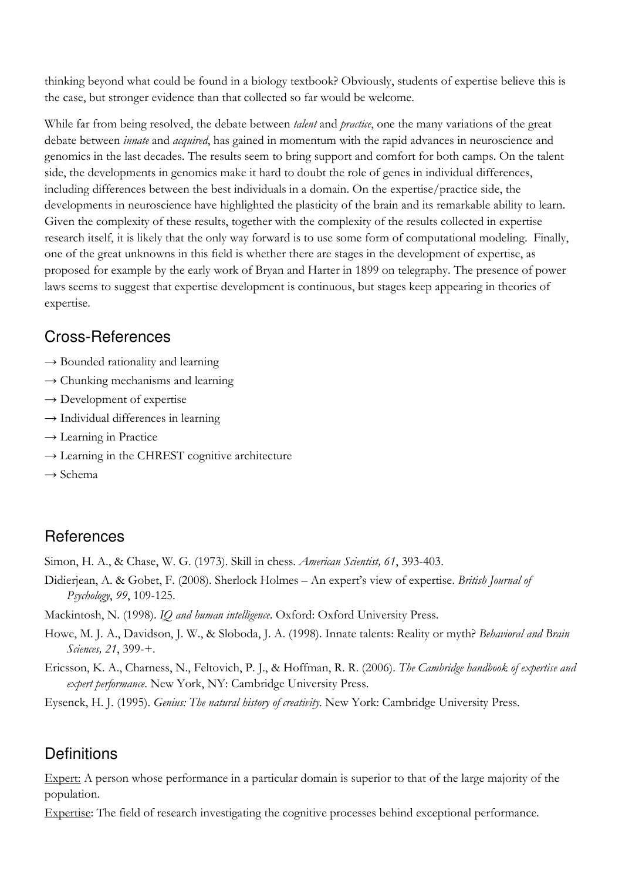thinking beyond what could be found in a biology textbook? Obviously, students of expertise believe this is the case, but stronger evidence than that collected so far would be welcome.

While far from being resolved, the debate between *talent* and *practice*, one the many variations of the great debate between *innate* and *acquired*, has gained in momentum with the rapid advances in neuroscience and genomics in the last decades. The results seem to bring support and comfort for both camps. On the talent side, the developments in genomics make it hard to doubt the role of genes in individual differences, including differences between the best individuals in a domain. On the expertise/practice side, the developments in neuroscience have highlighted the plasticity of the brain and its remarkable ability to learn. Given the complexity of these results, together with the complexity of the results collected in expertise research itself, it is likely that the only way forward is to use some form of computational modeling. Finally, one of the great unknowns in this field is whether there are stages in the development of expertise, as proposed for example by the early work of Bryan and Harter in 1899 on telegraphy. The presence of power laws seems to suggest that expertise development is continuous, but stages keep appearing in theories of expertise.

## Cross-References

→ Bounded rationality and learning

→ Chunking mechanisms and learning

→ Development of expertise

→ Individual differences in learning

→ Learning in Practice

→ Learning in the CHREST cognitive architecture

→ Schema

## References

Simon, H. A., & Chase, W. G. (1973). Skill in chess. *American Scientist, 61*, 393-403.

Didierjean, A. & Gobet, F. (2008). Sherlock Holmes – An expert's view of expertise. *British Journal of Psychology*, *99*, 109-125.

Mackintosh, N. (1998). *IQ and human intelligence*. Oxford: Oxford University Press.

Howe, M. J. A., Davidson, J. W., & Sloboda, J. A. (1998). Innate talents: Reality or myth? *Behavioral and Brain Sciences, 21*, 399-+.

Ericsson, K. A., Charness, N., Feltovich, P. J., & Hoffman, R. R. (2006). *The Cambridge handbook of expertise and expert performance*. New York, NY: Cambridge University Press.

Eysenck, H. J. (1995). *Genius: The natural history of creativity*. New York: Cambridge University Press.

## Definitions

Expert: A person whose performance in a particular domain is superior to that of the large majority of the population.

Expertise: The field of research investigating the cognitive processes behind exceptional performance.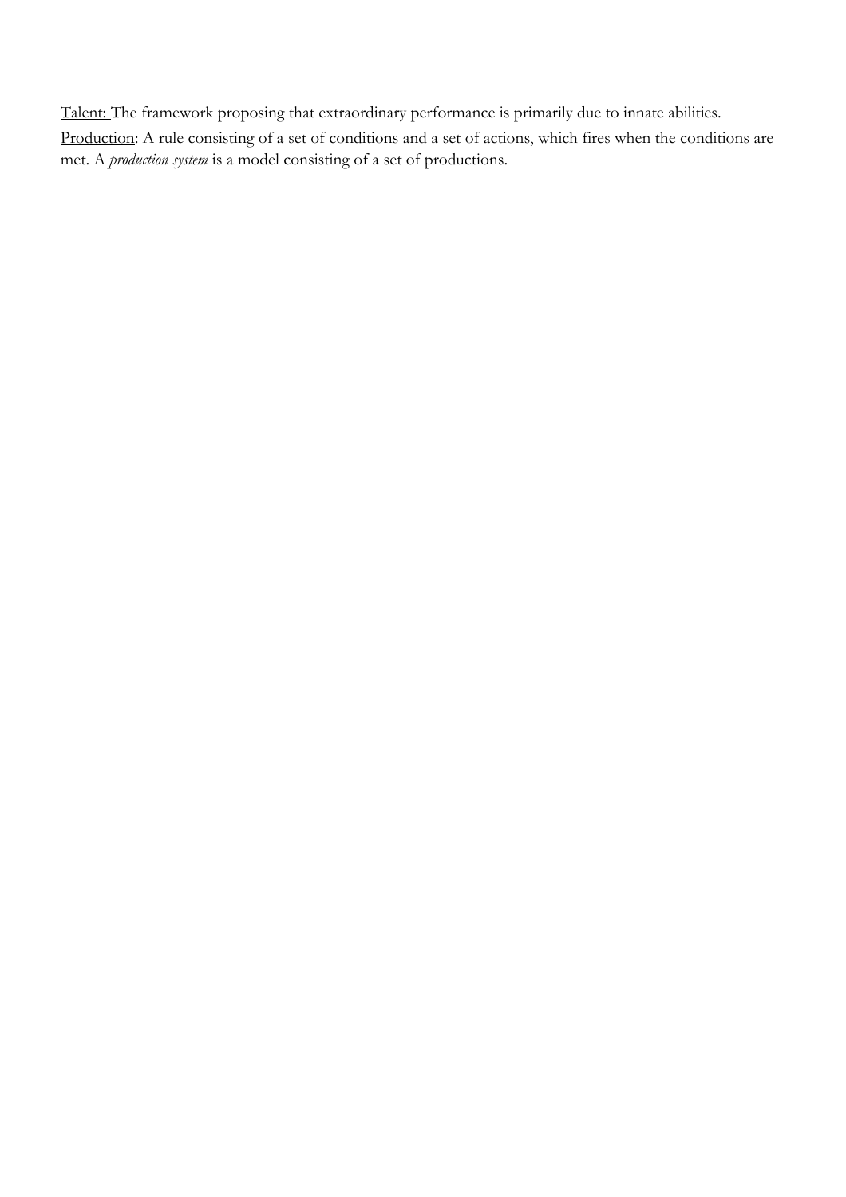<u>Talent:</u> The framework proposing that extraordinary performance is primarily due to innate abilities.

<u>Production</u>: A rule consisting of a set of conditions and a set of actions, which fires when the conditions are met. A *production system* is a model consisting of a set of productions.